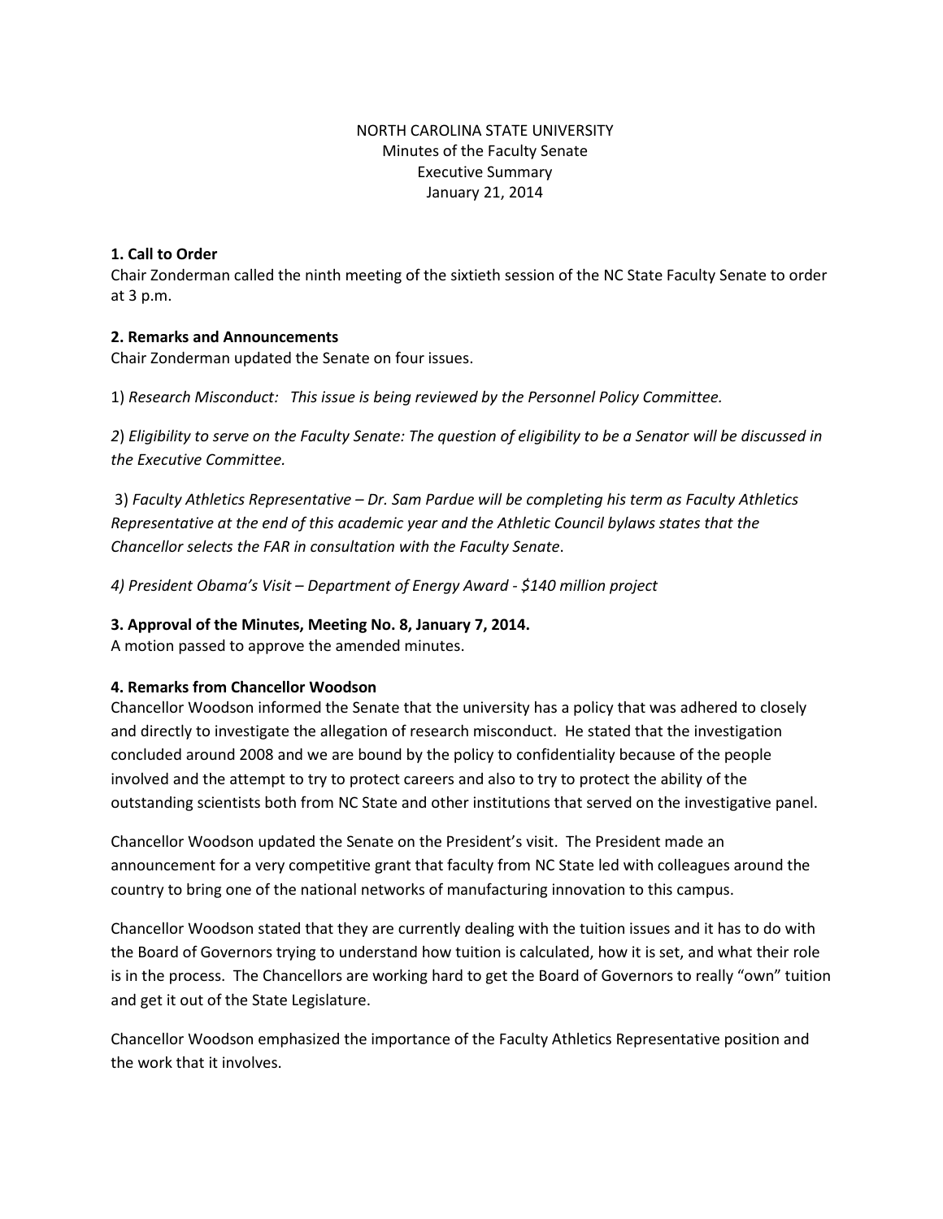NORTH CAROLINA STATE UNIVERSITY
Minutes of the Faculty Senate
Executive Summary
January 21, 2014

**1. Call to Order**
Chair Zonderman called the ninth meeting of the sixtieth session of the NC State Faculty Senate to order at 3 p.m.

**2. Remarks and Announcements**
Chair Zonderman updated the Senate on four issues.

1) *Research Misconduct: This issue is being reviewed by the Personnel Policy Committee.*

*2) Eligibility to serve on the Faculty Senate: The question of eligibility to be a Senator will be discussed in the Executive Committee.*

3) *Faculty Athletics Representative – Dr. Sam Pardue will be completing his term as Faculty Athletics Representative at the end of this academic year and the Athletic Council bylaws states that the Chancellor selects the FAR in consultation with the Faculty Senate*.

*4) President Obama's Visit – Department of Energy Award - $140 million project*

**3. Approval of the Minutes, Meeting No. 8, January 7, 2014.**
A motion passed to approve the amended minutes.

**4. Remarks from Chancellor Woodson**
Chancellor Woodson informed the Senate that the university has a policy that was adhered to closely and directly to investigate the allegation of research misconduct. He stated that the investigation concluded around 2008 and we are bound by the policy to confidentiality because of the people involved and the attempt to try to protect careers and also to try to protect the ability of the outstanding scientists both from NC State and other institutions that served on the investigative panel.

Chancellor Woodson updated the Senate on the President's visit. The President made an announcement for a very competitive grant that faculty from NC State led with colleagues around the country to bring one of the national networks of manufacturing innovation to this campus.

Chancellor Woodson stated that they are currently dealing with the tuition issues and it has to do with the Board of Governors trying to understand how tuition is calculated, how it is set, and what their role is in the process. The Chancellors are working hard to get the Board of Governors to really "own" tuition and get it out of the State Legislature.

Chancellor Woodson emphasized the importance of the Faculty Athletics Representative position and the work that it involves.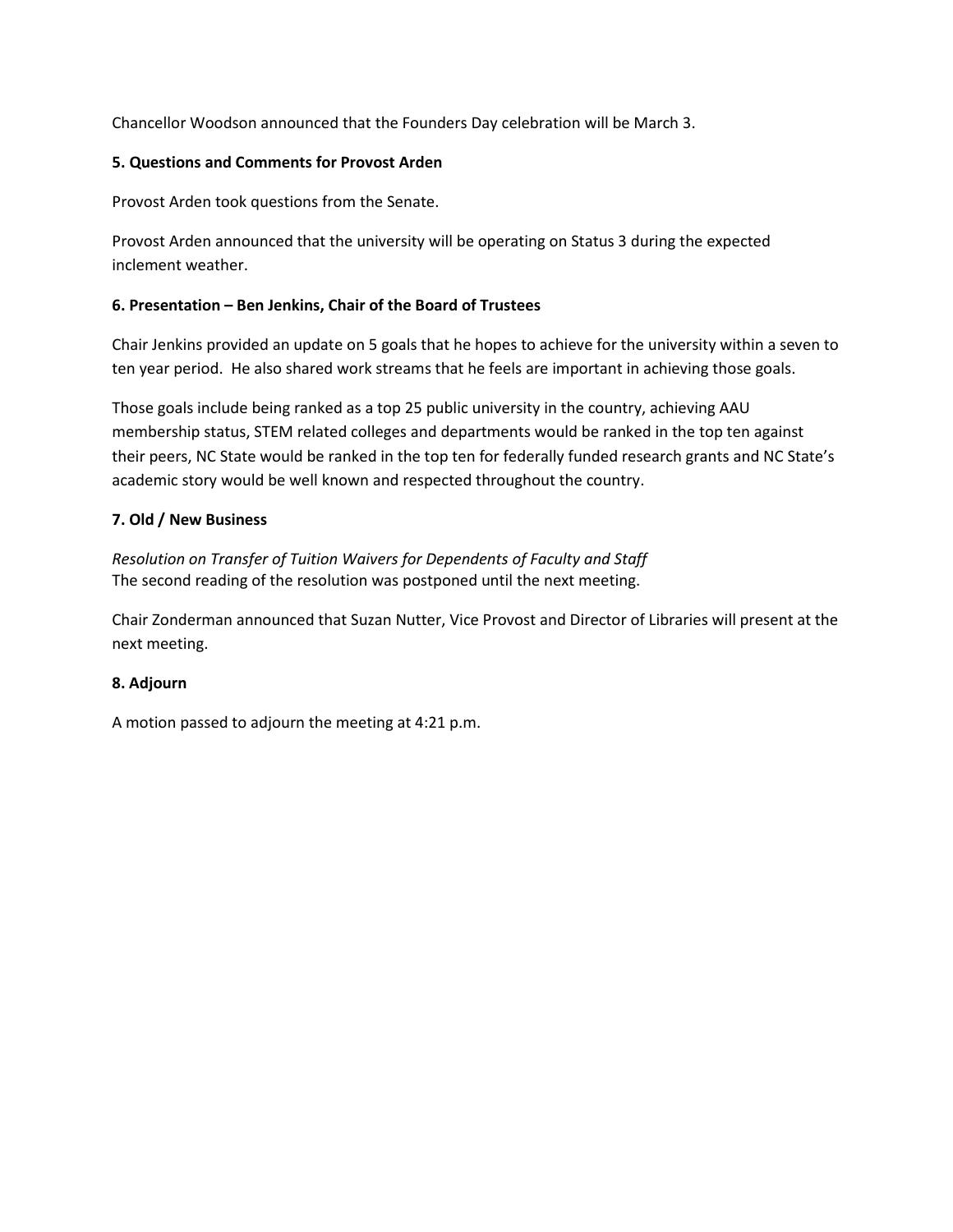Chancellor Woodson announced that the Founders Day celebration will be March 3.

**5. Questions and Comments for Provost Arden**

Provost Arden took questions from the Senate.

Provost Arden announced that the university will be operating on Status 3 during the expected inclement weather.

**6. Presentation – Ben Jenkins, Chair of the Board of Trustees**

Chair Jenkins provided an update on 5 goals that he hopes to achieve for the university within a seven to ten year period. He also shared work streams that he feels are important in achieving those goals.

Those goals include being ranked as a top 25 public university in the country, achieving AAU membership status, STEM related colleges and departments would be ranked in the top ten against their peers, NC State would be ranked in the top ten for federally funded research grants and NC State's academic story would be well known and respected throughout the country.

**7. Old / New Business**

*Resolution on Transfer of Tuition Waivers for Dependents of Faculty and Staff*
The second reading of the resolution was postponed until the next meeting.

Chair Zonderman announced that Suzan Nutter, Vice Provost and Director of Libraries will present at the next meeting.

**8. Adjourn**

A motion passed to adjourn the meeting at 4:21 p.m.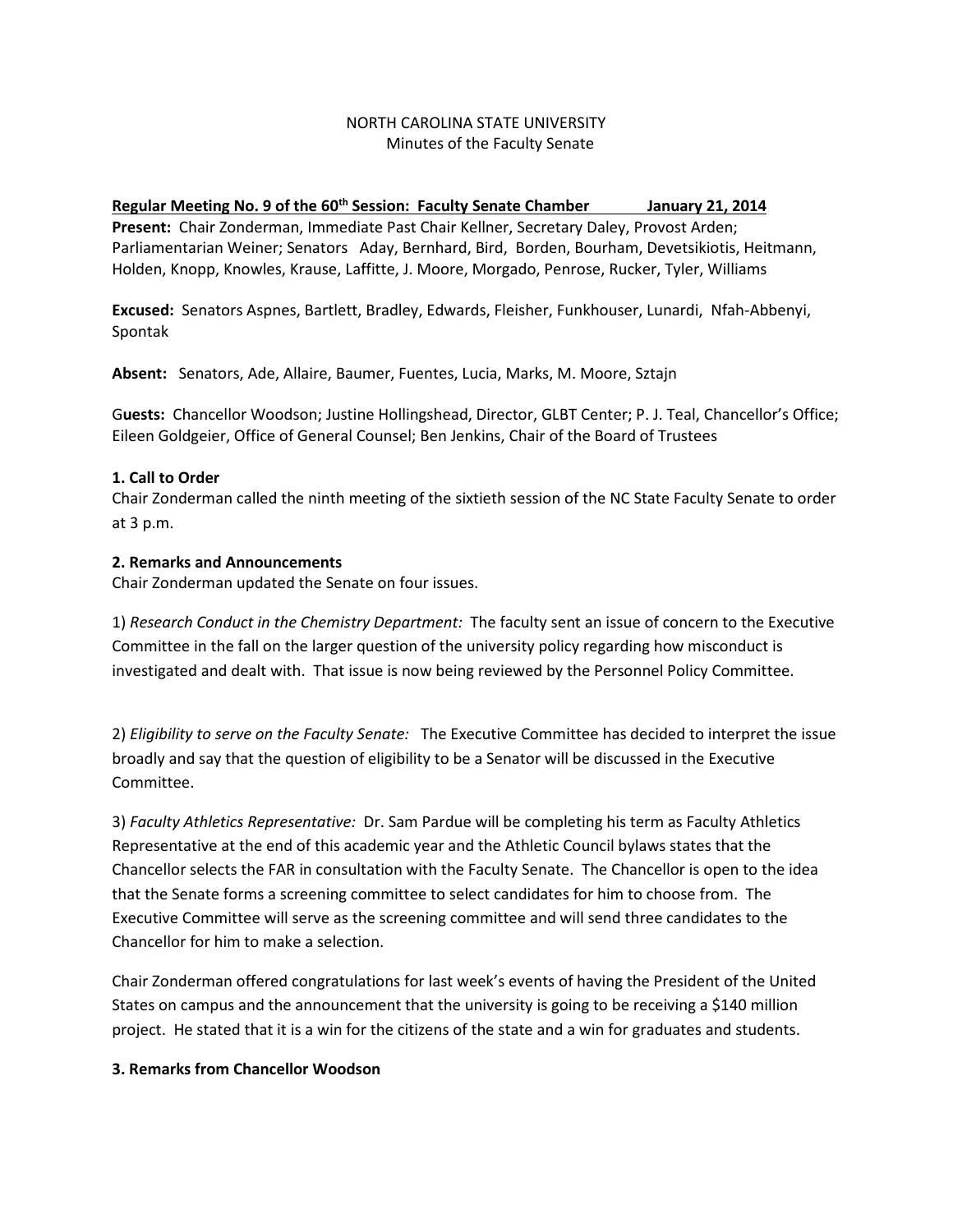NORTH CAROLINA STATE UNIVERSITY
Minutes of the Faculty Senate

**Regular Meeting No. 9 of the 60th Session: Faculty Senate Chamber January 21, 2014**

**Present:** Chair Zonderman, Immediate Past Chair Kellner, Secretary Daley, Provost Arden; Parliamentarian Weiner; Senators Aday, Bernhard, Bird, Borden, Bourham, Devetsikiotis, Heitmann, Holden, Knopp, Knowles, Krause, Laffitte, J. Moore, Morgado, Penrose, Rucker, Tyler, Williams

**Excused:** Senators Aspnes, Bartlett, Bradley, Edwards, Fleisher, Funkhouser, Lunardi, Nfah-Abbenyi, Spontak

**Absent:** Senators, Ade, Allaire, Baumer, Fuentes, Lucia, Marks, M. Moore, Sztajn

G**uests:** Chancellor Woodson; Justine Hollingshead, Director, GLBT Center; P. J. Teal, Chancellor's Office; Eileen Goldgeier, Office of General Counsel; Ben Jenkins, Chair of the Board of Trustees

**1. Call to Order**

Chair Zonderman called the ninth meeting of the sixtieth session of the NC State Faculty Senate to order at 3 p.m.

**2. Remarks and Announcements**

Chair Zonderman updated the Senate on four issues.

1) *Research Conduct in the Chemistry Department:* The faculty sent an issue of concern to the Executive Committee in the fall on the larger question of the university policy regarding how misconduct is investigated and dealt with. That issue is now being reviewed by the Personnel Policy Committee.

2) *Eligibility to serve on the Faculty Senate:* The Executive Committee has decided to interpret the issue broadly and say that the question of eligibility to be a Senator will be discussed in the Executive Committee.

3) *Faculty Athletics Representative:* Dr. Sam Pardue will be completing his term as Faculty Athletics Representative at the end of this academic year and the Athletic Council bylaws states that the Chancellor selects the FAR in consultation with the Faculty Senate. The Chancellor is open to the idea that the Senate forms a screening committee to select candidates for him to choose from. The Executive Committee will serve as the screening committee and will send three candidates to the Chancellor for him to make a selection.

Chair Zonderman offered congratulations for last week's events of having the President of the United States on campus and the announcement that the university is going to be receiving a $140 million project. He stated that it is a win for the citizens of the state and a win for graduates and students.

**3. Remarks from Chancellor Woodson**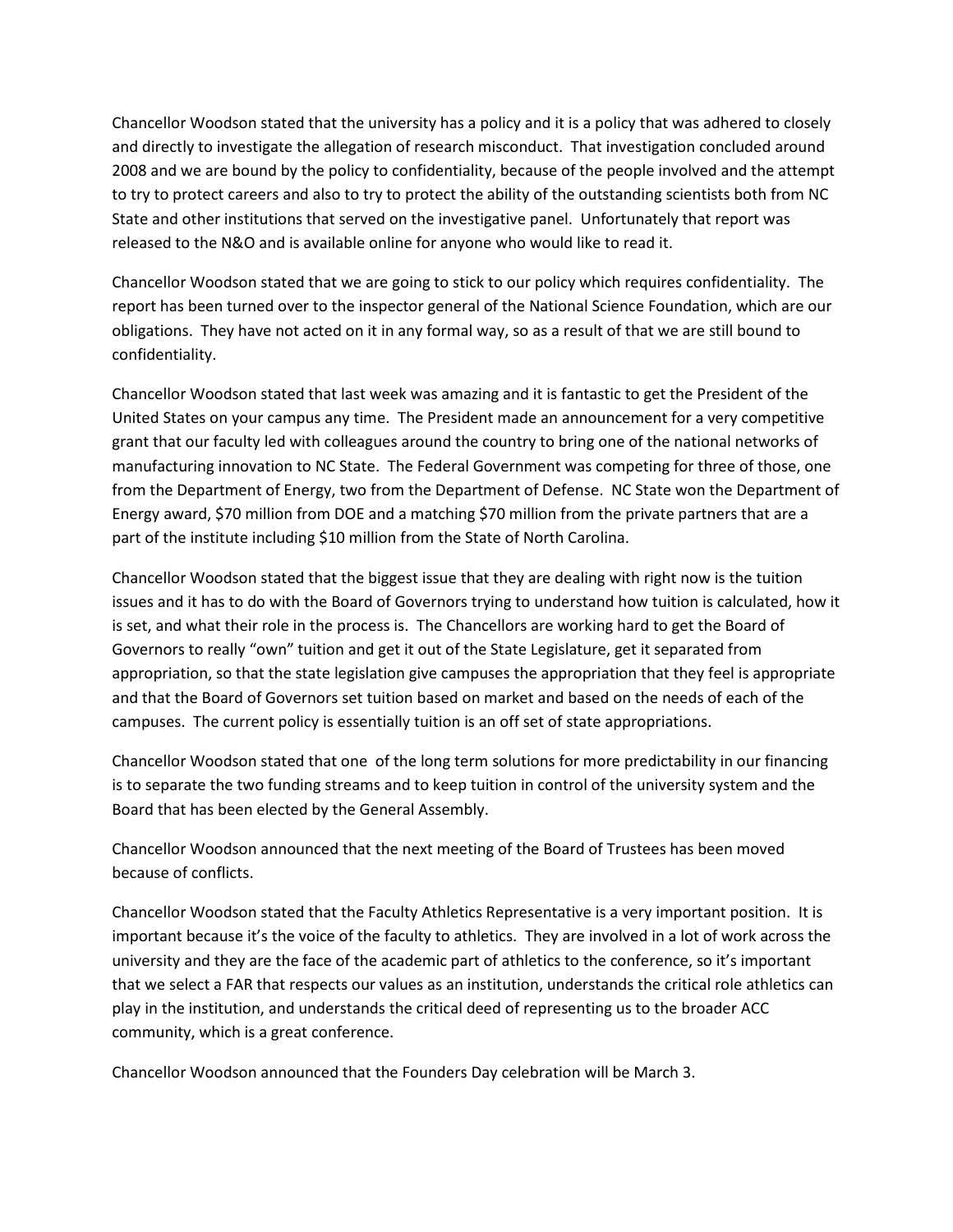Chancellor Woodson stated that the university has a policy and it is a policy that was adhered to closely and directly to investigate the allegation of research misconduct. That investigation concluded around 2008 and we are bound by the policy to confidentiality, because of the people involved and the attempt to try to protect careers and also to try to protect the ability of the outstanding scientists both from NC State and other institutions that served on the investigative panel. Unfortunately that report was released to the N&O and is available online for anyone who would like to read it.

Chancellor Woodson stated that we are going to stick to our policy which requires confidentiality. The report has been turned over to the inspector general of the National Science Foundation, which are our obligations. They have not acted on it in any formal way, so as a result of that we are still bound to confidentiality.

Chancellor Woodson stated that last week was amazing and it is fantastic to get the President of the United States on your campus any time. The President made an announcement for a very competitive grant that our faculty led with colleagues around the country to bring one of the national networks of manufacturing innovation to NC State. The Federal Government was competing for three of those, one from the Department of Energy, two from the Department of Defense. NC State won the Department of Energy award, $70 million from DOE and a matching $70 million from the private partners that are a part of the institute including $10 million from the State of North Carolina.

Chancellor Woodson stated that the biggest issue that they are dealing with right now is the tuition issues and it has to do with the Board of Governors trying to understand how tuition is calculated, how it is set, and what their role in the process is. The Chancellors are working hard to get the Board of Governors to really "own" tuition and get it out of the State Legislature, get it separated from appropriation, so that the state legislation give campuses the appropriation that they feel is appropriate and that the Board of Governors set tuition based on market and based on the needs of each of the campuses. The current policy is essentially tuition is an off set of state appropriations.

Chancellor Woodson stated that one of the long term solutions for more predictability in our financing is to separate the two funding streams and to keep tuition in control of the university system and the Board that has been elected by the General Assembly.

Chancellor Woodson announced that the next meeting of the Board of Trustees has been moved because of conflicts.

Chancellor Woodson stated that the Faculty Athletics Representative is a very important position. It is important because it's the voice of the faculty to athletics. They are involved in a lot of work across the university and they are the face of the academic part of athletics to the conference, so it's important that we select a FAR that respects our values as an institution, understands the critical role athletics can play in the institution, and understands the critical deed of representing us to the broader ACC community, which is a great conference.

Chancellor Woodson announced that the Founders Day celebration will be March 3.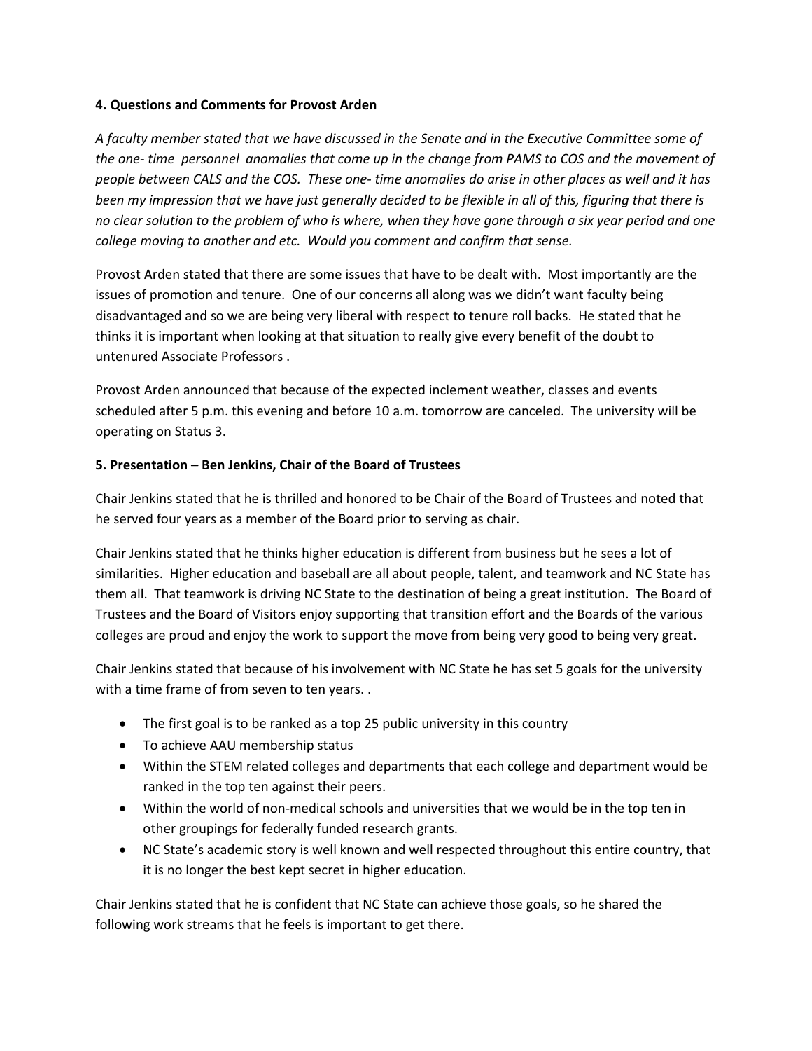**4. Questions and Comments for Provost Arden**

*A faculty member stated that we have discussed in the Senate and in the Executive Committee some of the one- time personnel anomalies that come up in the change from PAMS to COS and the movement of people between CALS and the COS. These one- time anomalies do arise in other places as well and it has been my impression that we have just generally decided to be flexible in all of this, figuring that there is no clear solution to the problem of who is where, when they have gone through a six year period and one college moving to another and etc. Would you comment and confirm that sense.*

Provost Arden stated that there are some issues that have to be dealt with. Most importantly are the issues of promotion and tenure. One of our concerns all along was we didn't want faculty being disadvantaged and so we are being very liberal with respect to tenure roll backs. He stated that he thinks it is important when looking at that situation to really give every benefit of the doubt to untenured Associate Professors .

Provost Arden announced that because of the expected inclement weather, classes and events scheduled after 5 p.m. this evening and before 10 a.m. tomorrow are canceled. The university will be operating on Status 3.

**5. Presentation – Ben Jenkins, Chair of the Board of Trustees**

Chair Jenkins stated that he is thrilled and honored to be Chair of the Board of Trustees and noted that he served four years as a member of the Board prior to serving as chair.

Chair Jenkins stated that he thinks higher education is different from business but he sees a lot of similarities. Higher education and baseball are all about people, talent, and teamwork and NC State has them all. That teamwork is driving NC State to the destination of being a great institution. The Board of Trustees and the Board of Visitors enjoy supporting that transition effort and the Boards of the various colleges are proud and enjoy the work to support the move from being very good to being very great.

Chair Jenkins stated that because of his involvement with NC State he has set 5 goals for the university with a time frame of from seven to ten years. .

- The first goal is to be ranked as a top 25 public university in this country
- To achieve AAU membership status
- Within the STEM related colleges and departments that each college and department would be ranked in the top ten against their peers.
- Within the world of non-medical schools and universities that we would be in the top ten in other groupings for federally funded research grants.
- NC State's academic story is well known and well respected throughout this entire country, that it is no longer the best kept secret in higher education.

Chair Jenkins stated that he is confident that NC State can achieve those goals, so he shared the following work streams that he feels is important to get there.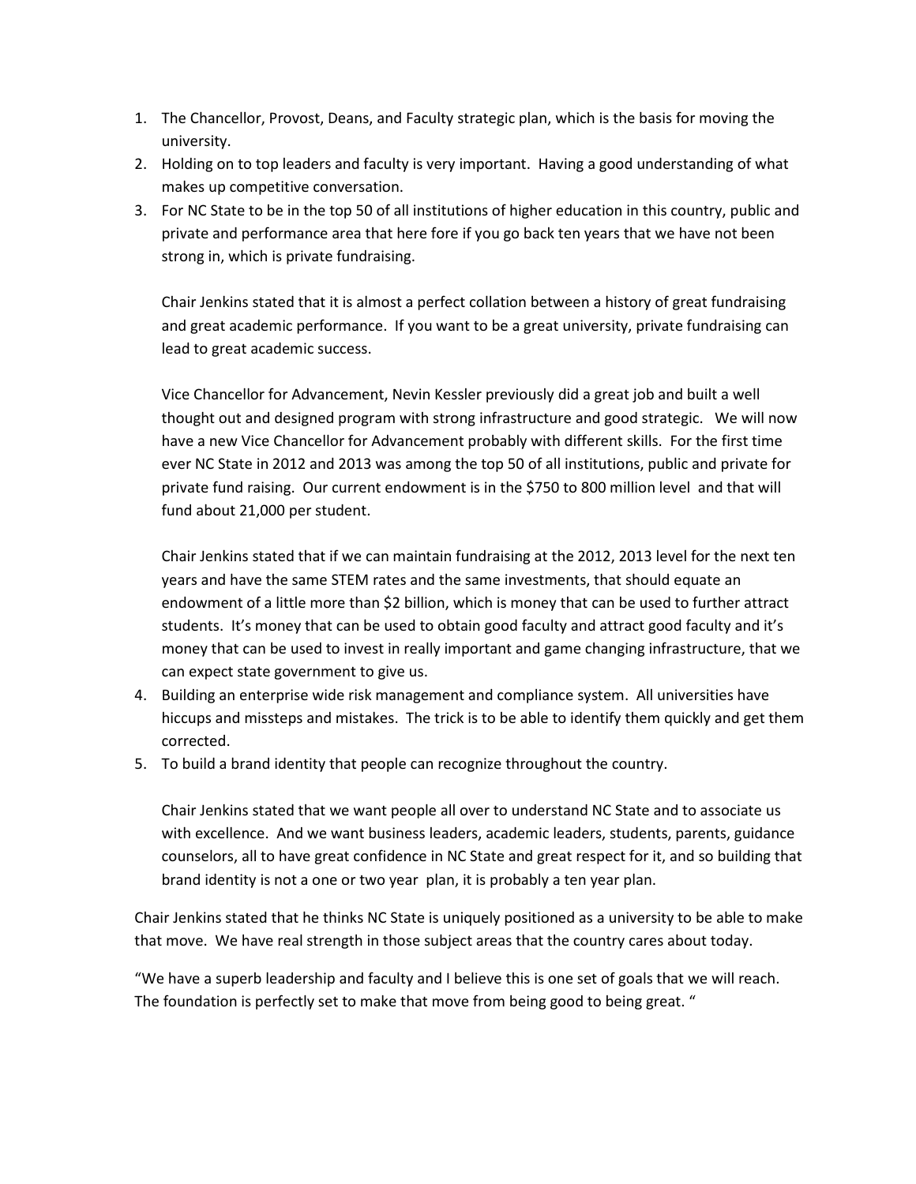1. The Chancellor, Provost, Deans, and Faculty strategic plan, which is the basis for moving the university.
2. Holding on to top leaders and faculty is very important. Having a good understanding of what makes up competitive conversation.
3. For NC State to be in the top 50 of all institutions of higher education in this country, public and private and performance area that here fore if you go back ten years that we have not been strong in, which is private fundraising.

   Chair Jenkins stated that it is almost a perfect collation between a history of great fundraising and great academic performance. If you want to be a great university, private fundraising can lead to great academic success.

   Vice Chancellor for Advancement, Nevin Kessler previously did a great job and built a well thought out and designed program with strong infrastructure and good strategic. We will now have a new Vice Chancellor for Advancement probably with different skills. For the first time ever NC State in 2012 and 2013 was among the top 50 of all institutions, public and private for private fund raising. Our current endowment is in the $750 to 800 million level and that will fund about 21,000 per student.

   Chair Jenkins stated that if we can maintain fundraising at the 2012, 2013 level for the next ten years and have the same STEM rates and the same investments, that should equate an endowment of a little more than $2 billion, which is money that can be used to further attract students. It's money that can be used to obtain good faculty and attract good faculty and it's money that can be used to invest in really important and game changing infrastructure, that we can expect state government to give us.
4. Building an enterprise wide risk management and compliance system. All universities have hiccups and missteps and mistakes. The trick is to be able to identify them quickly and get them corrected.
5. To build a brand identity that people can recognize throughout the country.

   Chair Jenkins stated that we want people all over to understand NC State and to associate us with excellence. And we want business leaders, academic leaders, students, parents, guidance counselors, all to have great confidence in NC State and great respect for it, and so building that brand identity is not a one or two year plan, it is probably a ten year plan.

Chair Jenkins stated that he thinks NC State is uniquely positioned as a university to be able to make that move. We have real strength in those subject areas that the country cares about today.

"We have a superb leadership and faculty and I believe this is one set of goals that we will reach. The foundation is perfectly set to make that move from being good to being great. "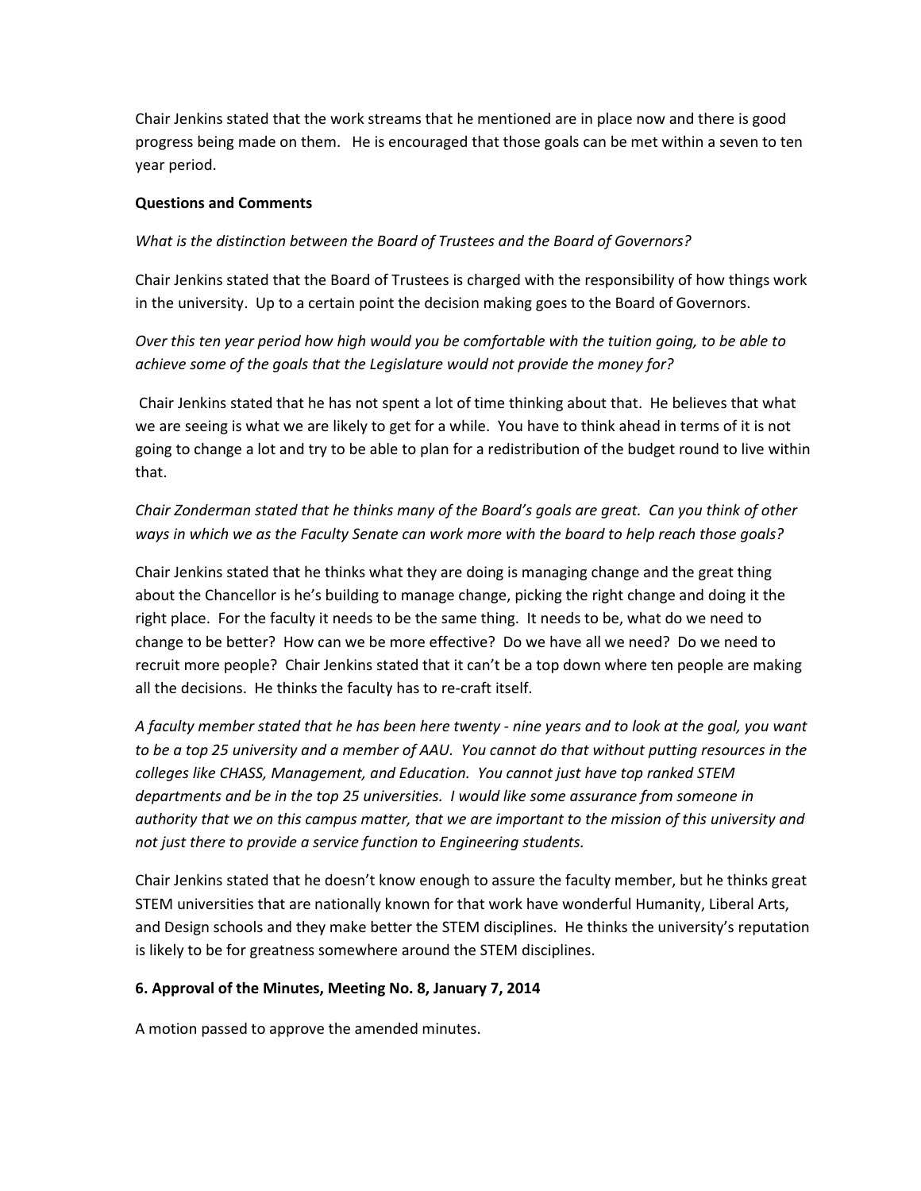Chair Jenkins stated that the work streams that he mentioned are in place now and there is good progress being made on them. He is encouraged that those goals can be met within a seven to ten year period.

**Questions and Comments**

*What is the distinction between the Board of Trustees and the Board of Governors?*

Chair Jenkins stated that the Board of Trustees is charged with the responsibility of how things work in the university. Up to a certain point the decision making goes to the Board of Governors.

*Over this ten year period how high would you be comfortable with the tuition going, to be able to achieve some of the goals that the Legislature would not provide the money for?*

Chair Jenkins stated that he has not spent a lot of time thinking about that. He believes that what we are seeing is what we are likely to get for a while. You have to think ahead in terms of it is not going to change a lot and try to be able to plan for a redistribution of the budget round to live within that.

*Chair Zonderman stated that he thinks many of the Board's goals are great. Can you think of other ways in which we as the Faculty Senate can work more with the board to help reach those goals?*

Chair Jenkins stated that he thinks what they are doing is managing change and the great thing about the Chancellor is he's building to manage change, picking the right change and doing it the right place. For the faculty it needs to be the same thing. It needs to be, what do we need to change to be better? How can we be more effective? Do we have all we need? Do we need to recruit more people? Chair Jenkins stated that it can't be a top down where ten people are making all the decisions. He thinks the faculty has to re-craft itself.

*A faculty member stated that he has been here twenty - nine years and to look at the goal, you want to be a top 25 university and a member of AAU. You cannot do that without putting resources in the colleges like CHASS, Management, and Education. You cannot just have top ranked STEM departments and be in the top 25 universities. I would like some assurance from someone in authority that we on this campus matter, that we are important to the mission of this university and not just there to provide a service function to Engineering students.*

Chair Jenkins stated that he doesn't know enough to assure the faculty member, but he thinks great STEM universities that are nationally known for that work have wonderful Humanity, Liberal Arts, and Design schools and they make better the STEM disciplines. He thinks the university's reputation is likely to be for greatness somewhere around the STEM disciplines.

**6. Approval of the Minutes, Meeting No. 8, January 7, 2014**

A motion passed to approve the amended minutes.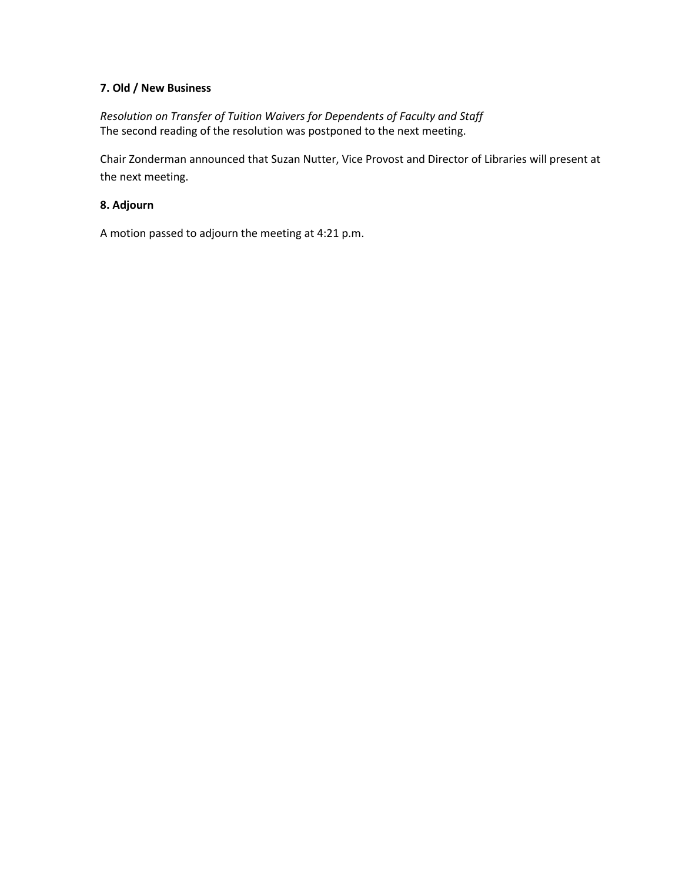**7. Old / New Business**

*Resolution on Transfer of Tuition Waivers for Dependents of Faculty and Staff*
The second reading of the resolution was postponed to the next meeting.

Chair Zonderman announced that Suzan Nutter, Vice Provost and Director of Libraries will present at the next meeting.

**8. Adjourn**

A motion passed to adjourn the meeting at 4:21 p.m.